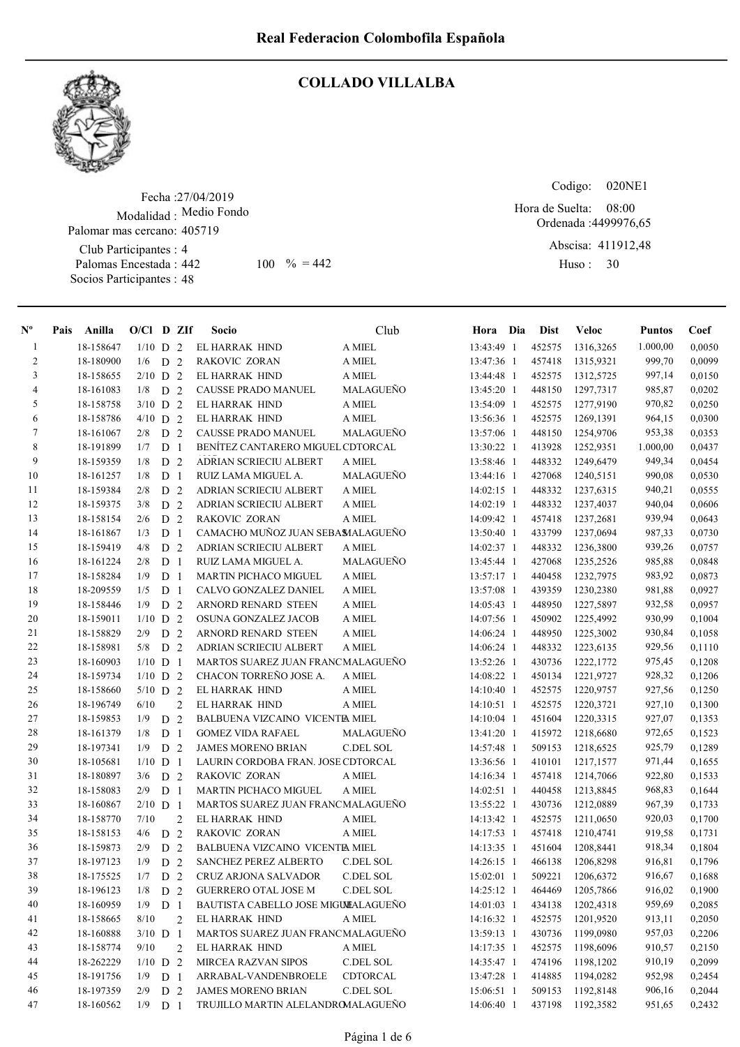# Real Federacion Colombofila Española

## COLLADO VILLALBA

Fecha :27/04/2019
Modalidad : Medio Fondo
Palomar mas cercano: 405719
Club Participantes : 4
Palomas Encestada : 442 100 % = 442
Socios Participantes : 48

Codigo: 020NE1
Hora de Suelta: 08:00
Ordenada :4499976,65
Abscisa: 411912,48
Huso : 30

| Nº | Pais | Anilla | O/Cl | D | ZIf | Socio | Club | Hora | Dia | Dist | Veloc | Puntos | Coef |
|---|---|---|---|---|---|---|---|---|---|---|---|---|---|
| 1 | | 18-158647 | 1/10 | D | 2 | EL HARRAK HIND | A MIEL | 13:43:49 | 1 | 452575 | 1316,3265 | 1.000,00 | 0,0050 |
| 2 | | 18-180900 | 1/6 | D | 2 | RAKOVIC ZORAN | A MIEL | 13:47:36 | 1 | 457418 | 1315,9321 | 999,70 | 0,0099 |
| 3 | | 18-158655 | 2/10 | D | 2 | EL HARRAK HIND | A MIEL | 13:44:48 | 1 | 452575 | 1312,5725 | 997,14 | 0,0150 |
| 4 | | 18-161083 | 1/8 | D | 2 | CAUSSE PRADO MANUEL | MALAGUEÑO | 13:45:20 | 1 | 448150 | 1297,7317 | 985,87 | 0,0202 |
| 5 | | 18-158758 | 3/10 | D | 2 | EL HARRAK HIND | A MIEL | 13:54:09 | 1 | 452575 | 1277,9190 | 970,82 | 0,0250 |
| 6 | | 18-158786 | 4/10 | D | 2 | EL HARRAK HIND | A MIEL | 13:56:36 | 1 | 452575 | 1269,1391 | 964,15 | 0,0300 |
| 7 | | 18-161067 | 2/8 | D | 2 | CAUSSE PRADO MANUEL | MALAGUEÑO | 13:57:06 | 1 | 448150 | 1254,9706 | 953,38 | 0,0353 |
| 8 | | 18-191899 | 1/7 | D | 1 | BENÍTEZ CANTARERO MIGUEL | CDTORCAL | 13:30:22 | 1 | 413928 | 1252,9351 | 1.000,00 | 0,0437 |
| 9 | | 18-159359 | 1/8 | D | 2 | ADRIAN SCRIECIU ALBERT | A MIEL | 13:58:46 | 1 | 448332 | 1249,6479 | 949,34 | 0,0454 |
| 10 | | 18-161257 | 1/8 | D | 1 | RUIZ LAMA MIGUEL A. | MALAGUEÑO | 13:44:16 | 1 | 427068 | 1240,5151 | 990,08 | 0,0530 |
| 11 | | 18-159384 | 2/8 | D | 2 | ADRIAN SCRIECIU ALBERT | A MIEL | 14:02:15 | 1 | 448332 | 1237,6315 | 940,21 | 0,0555 |
| 12 | | 18-159375 | 3/8 | D | 2 | ADRIAN SCRIECIU ALBERT | A MIEL | 14:02:19 | 1 | 448332 | 1237,4037 | 940,04 | 0,0606 |
| 13 | | 18-158154 | 2/6 | D | 2 | RAKOVIC ZORAN | A MIEL | 14:09:42 | 1 | 457418 | 1237,2681 | 939,94 | 0,0643 |
| 14 | | 18-161867 | 1/3 | D | 1 | CAMACHO MUÑOZ JUAN SEBAS | MALAGUEÑO | 13:50:40 | 1 | 433799 | 1237,0694 | 987,33 | 0,0730 |
| 15 | | 18-159419 | 4/8 | D | 2 | ADRIAN SCRIECIU ALBERT | A MIEL | 14:02:37 | 1 | 448332 | 1236,3800 | 939,26 | 0,0757 |
| 16 | | 18-161224 | 2/8 | D | 1 | RUIZ LAMA MIGUEL A. | MALAGUEÑO | 13:45:44 | 1 | 427068 | 1235,2526 | 985,88 | 0,0848 |
| 17 | | 18-158284 | 1/9 | D | 1 | MARTIN PICHACO MIGUEL | A MIEL | 13:57:17 | 1 | 440458 | 1232,7975 | 983,92 | 0,0873 |
| 18 | | 18-209559 | 1/5 | D | 1 | CALVO GONZALEZ DANIEL | A MIEL | 13:57:08 | 1 | 439359 | 1230,2380 | 981,88 | 0,0927 |
| 19 | | 18-158446 | 1/9 | D | 2 | ARNORD RENARD STEEN | A MIEL | 14:05:43 | 1 | 448950 | 1227,5897 | 932,58 | 0,0957 |
| 20 | | 18-159011 | 1/10 | D | 2 | OSUNA GONZALEZ JACOB | A MIEL | 14:07:56 | 1 | 450902 | 1225,4992 | 930,99 | 0,1004 |
| 21 | | 18-158829 | 2/9 | D | 2 | ARNORD RENARD STEEN | A MIEL | 14:06:24 | 1 | 448950 | 1225,3002 | 930,84 | 0,1058 |
| 22 | | 18-158981 | 5/8 | D | 2 | ADRIAN SCRIECIU ALBERT | A MIEL | 14:06:24 | 1 | 448332 | 1223,6135 | 929,56 | 0,1110 |
| 23 | | 18-160903 | 1/10 | D | 1 | MARTOS SUAREZ JUAN FRANC | MALAGUEÑO | 13:52:26 | 1 | 430736 | 1222,1772 | 975,45 | 0,1208 |
| 24 | | 18-159734 | 1/10 | D | 2 | CHACON TORREÑO JOSE A. | A MIEL | 14:08:22 | 1 | 450134 | 1221,9727 | 928,32 | 0,1206 |
| 25 | | 18-158660 | 5/10 | D | 2 | EL HARRAK HIND | A MIEL | 14:10:40 | 1 | 452575 | 1220,9757 | 927,56 | 0,1250 |
| 26 | | 18-196749 | 6/10 | | 2 | EL HARRAK HIND | A MIEL | 14:10:51 | 1 | 452575 | 1220,3721 | 927,10 | 0,1300 |
| 27 | | 18-159853 | 1/9 | D | 2 | BALBUENA VIZCAINO VICENTE | A MIEL | 14:10:04 | 1 | 451604 | 1220,3315 | 927,07 | 0,1353 |
| 28 | | 18-161379 | 1/8 | D | 1 | GOMEZ VIDA RAFAEL | MALAGUEÑO | 13:41:20 | 1 | 415972 | 1218,6680 | 972,65 | 0,1523 |
| 29 | | 18-197341 | 1/9 | D | 2 | JAMES MORENO BRIAN | C.DEL SOL | 14:57:48 | 1 | 509153 | 1218,6525 | 925,79 | 0,1289 |
| 30 | | 18-105681 | 1/10 | D | 1 | LAURIN CORDOBA FRAN. JOSE | CDTORCAL | 13:36:56 | 1 | 410101 | 1217,1577 | 971,44 | 0,1655 |
| 31 | | 18-180897 | 3/6 | D | 2 | RAKOVIC ZORAN | A MIEL | 14:16:34 | 1 | 457418 | 1214,7066 | 922,80 | 0,1533 |
| 32 | | 18-158083 | 2/9 | D | 1 | MARTIN PICHACO MIGUEL | A MIEL | 14:02:51 | 1 | 440458 | 1213,8845 | 968,83 | 0,1644 |
| 33 | | 18-160867 | 2/10 | D | 1 | MARTOS SUAREZ JUAN FRANC | MALAGUEÑO | 13:55:22 | 1 | 430736 | 1212,0889 | 967,39 | 0,1733 |
| 34 | | 18-158770 | 7/10 | | 2 | EL HARRAK HIND | A MIEL | 14:13:42 | 1 | 452575 | 1211,0650 | 920,03 | 0,1700 |
| 35 | | 18-158153 | 4/6 | D | 2 | RAKOVIC ZORAN | A MIEL | 14:17:53 | 1 | 457418 | 1210,4741 | 919,58 | 0,1731 |
| 36 | | 18-159873 | 2/9 | D | 2 | BALBUENA VIZCAINO VICENTE | A MIEL | 14:13:35 | 1 | 451604 | 1208,8441 | 918,34 | 0,1804 |
| 37 | | 18-197123 | 1/9 | D | 2 | SANCHEZ PEREZ ALBERTO | C.DEL SOL | 14:26:15 | 1 | 466138 | 1206,8298 | 916,81 | 0,1796 |
| 38 | | 18-175525 | 1/7 | D | 2 | CRUZ ARJONA SALVADOR | C.DEL SOL | 15:02:01 | 1 | 509221 | 1206,6372 | 916,67 | 0,1688 |
| 39 | | 18-196123 | 1/8 | D | 2 | GUERRERO OTAL JOSE M | C.DEL SOL | 14:25:12 | 1 | 464469 | 1205,7866 | 916,02 | 0,1900 |
| 40 | | 18-160959 | 1/9 | D | 1 | BAUTISTA CABELLO JOSE MIGUEL | MALAGUEÑO | 14:01:03 | 1 | 434138 | 1202,4318 | 959,69 | 0,2085 |
| 41 | | 18-158665 | 8/10 | | 2 | EL HARRAK HIND | A MIEL | 14:16:32 | 1 | 452575 | 1201,9520 | 913,11 | 0,2050 |
| 42 | | 18-160888 | 3/10 | D | 1 | MARTOS SUAREZ JUAN FRANC | MALAGUEÑO | 13:59:13 | 1 | 430736 | 1199,0980 | 957,03 | 0,2206 |
| 43 | | 18-158774 | 9/10 | | 2 | EL HARRAK HIND | A MIEL | 14:17:35 | 1 | 452575 | 1198,6096 | 910,57 | 0,2150 |
| 44 | | 18-262229 | 1/10 | D | 2 | MIRCEA RAZVAN SIPOS | C.DEL SOL | 14:35:47 | 1 | 474196 | 1198,1202 | 910,19 | 0,2099 |
| 45 | | 18-191756 | 1/9 | D | 1 | ARRABAL-VANDENBROELE | CDTORCAL | 13:47:28 | 1 | 414885 | 1194,0282 | 952,98 | 0,2454 |
| 46 | | 18-197359 | 2/9 | D | 2 | JAMES MORENO BRIAN | C.DEL SOL | 15:06:51 | 1 | 509153 | 1192,8148 | 906,16 | 0,2044 |
| 47 | | 18-160562 | 1/9 | D | 1 | TRUJILLO MARTIN ALELANDRO | MALAGUEÑO | 14:06:40 | 1 | 437198 | 1192,3582 | 951,65 | 0,2432 |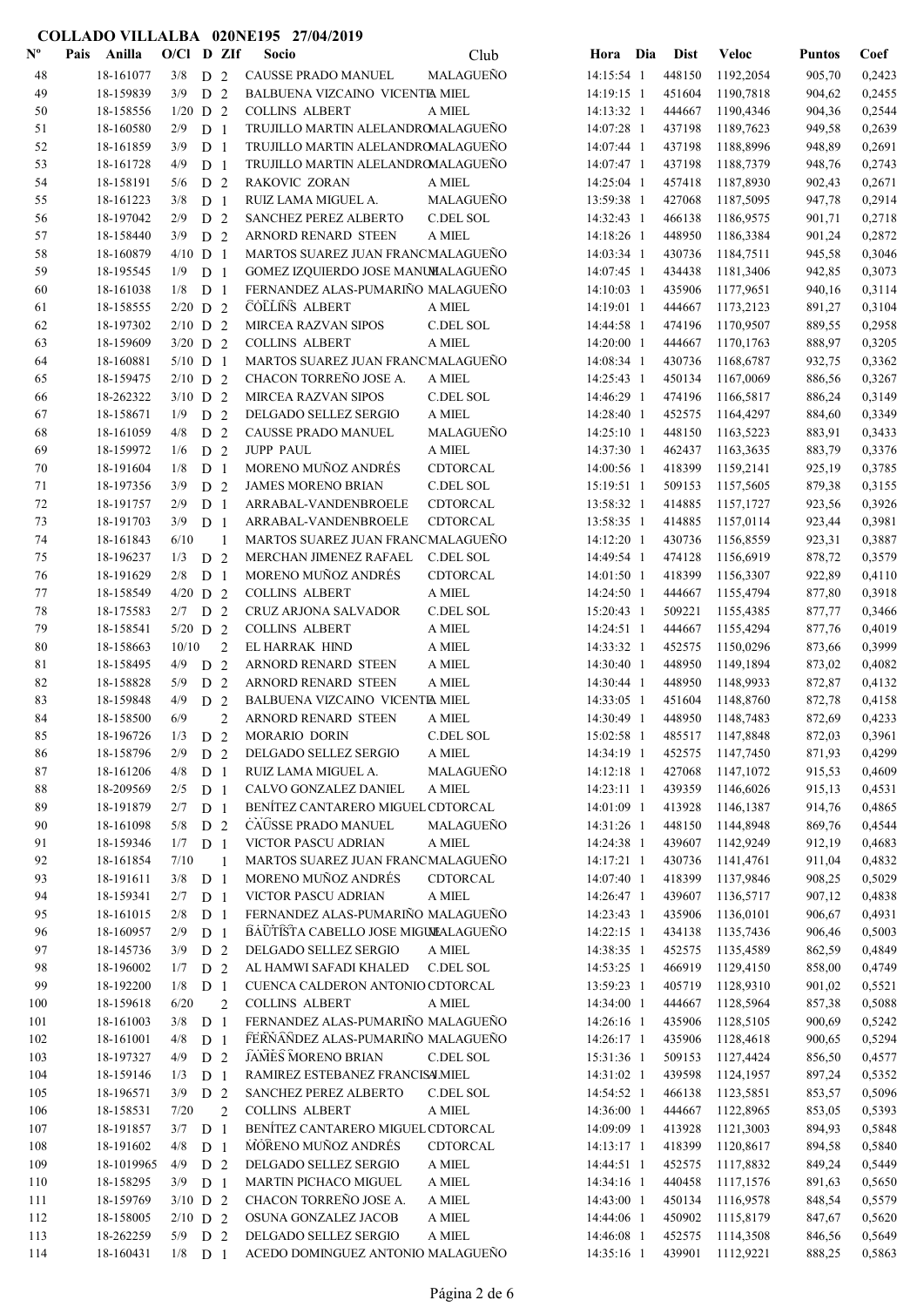COLLADO VILLALBA 020NE195 27/04/2019

| Nº | Pais | Anilla | O/Cl | D | ZIf | Socio | Club | Hora | Dia | Dist | Veloc | Puntos | Coef |
|---|---|---|---|---|---|---|---|---|---|---|---|---|---|
| 48 | | 18-161077 | 3/8 | D | 2 | CAUSSE PRADO MANUEL | MALAGUEÑO | 14:15:54 | 1 | 448150 | 1192,2054 | 905,70 | 0,2423 |
| 49 | | 18-159839 | 3/9 | D | 2 | BALBUENA VIZCAINO VICENTE | A MIEL | 14:19:15 | 1 | 451604 | 1190,7818 | 904,62 | 0,2455 |
| 50 | | 18-158556 | 1/20 | D | 2 | COLLINS ALBERT | A MIEL | 14:13:32 | 1 | 444667 | 1190,4346 | 904,36 | 0,2544 |
| 51 | | 18-160580 | 2/9 | D | 1 | TRUJILLO MARTIN ALELANDRO | MALAGUEÑO | 14:07:28 | 1 | 437198 | 1189,7623 | 949,58 | 0,2639 |
| 52 | | 18-161859 | 3/9 | D | 1 | TRUJILLO MARTIN ALELANDRO | MALAGUEÑO | 14:07:44 | 1 | 437198 | 1188,8996 | 948,89 | 0,2691 |
| 53 | | 18-161728 | 4/9 | D | 1 | TRUJILLO MARTIN ALELANDRO | MALAGUEÑO | 14:07:47 | 1 | 437198 | 1188,7379 | 948,76 | 0,2743 |
| 54 | | 18-158191 | 5/6 | D | 2 | RAKOVIC ZORAN | A MIEL | 14:25:04 | 1 | 457418 | 1187,8930 | 902,43 | 0,2671 |
| 55 | | 18-161223 | 3/8 | D | 1 | RUIZ LAMA MIGUEL A. | MALAGUEÑO | 13:59:38 | 1 | 427068 | 1187,5095 | 947,78 | 0,2914 |
| 56 | | 18-197042 | 2/9 | D | 2 | SANCHEZ PEREZ ALBERTO | C.DEL SOL | 14:32:43 | 1 | 466138 | 1186,9575 | 901,71 | 0,2718 |
| 57 | | 18-158440 | 3/9 | D | 2 | ARNORD RENARD STEEN | A MIEL | 14:18:26 | 1 | 448950 | 1186,3384 | 901,24 | 0,2872 |
| 58 | | 18-160879 | 4/10 | D | 1 | MARTOS SUAREZ JUAN FRANC | MALAGUEÑO | 14:03:34 | 1 | 430736 | 1184,7511 | 945,58 | 0,3046 |
| 59 | | 18-195545 | 1/9 | D | 1 | GOMEZ IZQUIERDO JOSE MANUE | MALAGUEÑO | 14:07:45 | 1 | 434438 | 1181,3406 | 942,85 | 0,3073 |
| 60 | | 18-161038 | 1/8 | D | 1 | FERNANDEZ ALAS-PUMARIÑO | MALAGUEÑO | 14:10:03 | 1 | 435906 | 1177,9651 | 940,16 | 0,3114 |
| 61 | | 18-158555 | 2/20 | D | 2 | COLLINS ALBERT | A MIEL | 14:19:01 | 1 | 444667 | 1173,2123 | 891,27 | 0,3104 |
| 62 | | 18-197302 | 2/10 | D | 2 | MIRCEA RAZVAN SIPOS | C.DEL SOL | 14:44:58 | 1 | 474196 | 1170,9507 | 889,55 | 0,2958 |
| 63 | | 18-159609 | 3/20 | D | 2 | COLLINS ALBERT | A MIEL | 14:20:00 | 1 | 444667 | 1170,1763 | 888,97 | 0,3205 |
| 64 | | 18-160881 | 5/10 | D | 1 | MARTOS SUAREZ JUAN FRANC | MALAGUEÑO | 14:08:34 | 1 | 430736 | 1168,6787 | 932,75 | 0,3362 |
| 65 | | 18-159475 | 2/10 | D | 2 | CHACON TORREÑO JOSE A. | A MIEL | 14:25:43 | 1 | 450134 | 1167,0069 | 886,56 | 0,3267 |
| 66 | | 18-262322 | 3/10 | D | 2 | MIRCEA RAZVAN SIPOS | C.DEL SOL | 14:46:29 | 1 | 474196 | 1166,5817 | 886,24 | 0,3149 |
| 67 | | 18-158671 | 1/9 | D | 2 | DELGADO SELLEZ SERGIO | A MIEL | 14:28:40 | 1 | 452575 | 1164,4297 | 884,60 | 0,3349 |
| 68 | | 18-161059 | 4/8 | D | 2 | CAUSSE PRADO MANUEL | MALAGUEÑO | 14:25:10 | 1 | 448150 | 1163,5223 | 883,91 | 0,3433 |
| 69 | | 18-159972 | 1/6 | D | 2 | JUPP PAUL | A MIEL | 14:37:30 | 1 | 462437 | 1163,3635 | 883,79 | 0,3376 |
| 70 | | 18-191604 | 1/8 | D | 1 | MORENO MUÑOZ ANDRÉS | CDTORCAL | 14:00:56 | 1 | 418399 | 1159,2141 | 925,19 | 0,3785 |
| 71 | | 18-197356 | 3/9 | D | 2 | JAMES MORENO BRIAN | C.DEL SOL | 15:19:51 | 1 | 509153 | 1157,5605 | 879,38 | 0,3155 |
| 72 | | 18-191757 | 2/9 | D | 1 | ARRABAL-VANDENBROELE | CDTORCAL | 13:58:32 | 1 | 414885 | 1157,1727 | 923,56 | 0,3926 |
| 73 | | 18-191703 | 3/9 | D | 1 | ARRABAL-VANDENBROELE | CDTORCAL | 13:58:35 | 1 | 414885 | 1157,0114 | 923,44 | 0,3981 |
| 74 | | 18-161843 | 6/10 | | 1 | MARTOS SUAREZ JUAN FRANC | MALAGUEÑO | 14:12:20 | 1 | 430736 | 1156,8559 | 923,31 | 0,3887 |
| 75 | | 18-196237 | 1/3 | D | 2 | MERCHAN JIMENEZ RAFAEL | C.DEL SOL | 14:49:54 | 1 | 474128 | 1156,6919 | 878,72 | 0,3579 |
| 76 | | 18-191629 | 2/8 | D | 1 | MORENO MUÑOZ ANDRÉS | CDTORCAL | 14:01:50 | 1 | 418399 | 1156,3307 | 922,89 | 0,4110 |
| 77 | | 18-158549 | 4/20 | D | 2 | COLLINS ALBERT | A MIEL | 14:24:50 | 1 | 444667 | 1155,4794 | 877,80 | 0,3918 |
| 78 | | 18-175583 | 2/7 | D | 2 | CRUZ ARJONA SALVADOR | C.DEL SOL | 15:20:43 | 1 | 509221 | 1155,4385 | 877,77 | 0,3466 |
| 79 | | 18-158541 | 5/20 | D | 2 | COLLINS ALBERT | A MIEL | 14:24:51 | 1 | 444667 | 1155,4294 | 877,76 | 0,4019 |
| 80 | | 18-158663 | 10/10 | | 2 | EL HARRAK HIND | A MIEL | 14:33:32 | 1 | 452575 | 1150,0296 | 873,66 | 0,3999 |
| 81 | | 18-158495 | 4/9 | D | 2 | ARNORD RENARD STEEN | A MIEL | 14:30:40 | 1 | 448950 | 1149,1894 | 873,02 | 0,4082 |
| 82 | | 18-158828 | 5/9 | D | 2 | ARNORD RENARD STEEN | A MIEL | 14:30:44 | 1 | 448950 | 1148,9933 | 872,87 | 0,4132 |
| 83 | | 18-159848 | 4/9 | D | 2 | BALBUENA VIZCAINO VICENTE | A MIEL | 14:33:05 | 1 | 451604 | 1148,8760 | 872,78 | 0,4158 |
| 84 | | 18-158500 | 6/9 | | 2 | ARNORD RENARD STEEN | A MIEL | 14:30:49 | 1 | 448950 | 1148,7483 | 872,69 | 0,4233 |
| 85 | | 18-196726 | 1/3 | D | 2 | MORARIO DORIN | C.DEL SOL | 15:02:58 | 1 | 485517 | 1147,8848 | 872,03 | 0,3961 |
| 86 | | 18-158796 | 2/9 | D | 2 | DELGADO SELLEZ SERGIO | A MIEL | 14:34:19 | 1 | 452575 | 1147,7450 | 871,93 | 0,4299 |
| 87 | | 18-161206 | 4/8 | D | 1 | RUIZ LAMA MIGUEL A. | MALAGUEÑO | 14:12:18 | 1 | 427068 | 1147,1072 | 915,53 | 0,4609 |
| 88 | | 18-209569 | 2/5 | D | 1 | CALVO GONZALEZ DANIEL | A MIEL | 14:23:11 | 1 | 439359 | 1146,6026 | 915,13 | 0,4531 |
| 89 | | 18-191879 | 2/7 | D | 1 | BENÍTEZ CANTARERO MIGUEL | CDTORCAL | 14:01:09 | 1 | 413928 | 1146,1387 | 914,76 | 0,4865 |
| 90 | | 18-161098 | 5/8 | D | 2 | CAUSSE PRADO MANUEL | MALAGUEÑO | 14:31:26 | 1 | 448150 | 1144,8948 | 869,76 | 0,4544 |
| 91 | | 18-159346 | 1/7 | D | 1 | VICTOR PASCU ADRIAN | A MIEL | 14:24:38 | 1 | 439607 | 1142,9249 | 912,19 | 0,4683 |
| 92 | | 18-161854 | 7/10 | | 1 | MARTOS SUAREZ JUAN FRANC | MALAGUEÑO | 14:17:21 | 1 | 430736 | 1141,4761 | 911,04 | 0,4832 |
| 93 | | 18-191611 | 3/8 | D | 1 | MORENO MUÑOZ ANDRÉS | CDTORCAL | 14:07:40 | 1 | 418399 | 1137,9846 | 908,25 | 0,5029 |
| 94 | | 18-159341 | 2/7 | D | 1 | VICTOR PASCU ADRIAN | A MIEL | 14:26:47 | 1 | 439607 | 1136,5717 | 907,12 | 0,4838 |
| 95 | | 18-161015 | 2/8 | D | 1 | FERNANDEZ ALAS-PUMARIÑO | MALAGUEÑO | 14:23:43 | 1 | 435906 | 1136,0101 | 906,67 | 0,4931 |
| 96 | | 18-160957 | 2/9 | D | 1 | BAUTISTA CABELLO JOSE MIGUE | MALAGUEÑO | 14:22:15 | 1 | 434138 | 1135,7436 | 906,46 | 0,5003 |
| 97 | | 18-145736 | 3/9 | D | 2 | DELGADO SELLEZ SERGIO | A MIEL | 14:38:35 | 1 | 452575 | 1135,4589 | 862,59 | 0,4849 |
| 98 | | 18-196002 | 1/7 | D | 2 | AL HAMWI SAFADI KHALED | C.DEL SOL | 14:53:25 | 1 | 466919 | 1129,4150 | 858,00 | 0,4749 |
| 99 | | 18-192200 | 1/8 | D | 1 | CUENCA CALDERON ANTONIO | CDTORCAL | 13:59:23 | 1 | 405719 | 1128,9310 | 901,02 | 0,5521 |
| 100 | | 18-159618 | 6/20 | | 2 | COLLINS ALBERT | A MIEL | 14:34:00 | 1 | 444667 | 1128,5964 | 857,38 | 0,5088 |
| 101 | | 18-161003 | 3/8 | D | 1 | FERNANDEZ ALAS-PUMARIÑO | MALAGUEÑO | 14:26:16 | 1 | 435906 | 1128,5105 | 900,69 | 0,5242 |
| 102 | | 18-161001 | 4/8 | D | 1 | FERNANDEZ ALAS-PUMARIÑO | MALAGUEÑO | 14:26:17 | 1 | 435906 | 1128,4618 | 900,65 | 0,5294 |
| 103 | | 18-197327 | 4/9 | D | 2 | JAMES MORENO BRIAN | C.DEL SOL | 15:31:36 | 1 | 509153 | 1127,4424 | 856,50 | 0,4577 |
| 104 | | 18-159146 | 1/3 | D | 1 | RAMIREZ ESTEBANEZ FRANCISC | A MIEL | 14:31:02 | 1 | 439598 | 1124,1957 | 897,24 | 0,5352 |
| 105 | | 18-196571 | 3/9 | D | 2 | SANCHEZ PEREZ ALBERTO | C.DEL SOL | 14:54:52 | 1 | 466138 | 1123,5851 | 853,57 | 0,5096 |
| 106 | | 18-158531 | 7/20 | | 2 | COLLINS ALBERT | A MIEL | 14:36:00 | 1 | 444667 | 1122,8965 | 853,05 | 0,5393 |
| 107 | | 18-191857 | 3/7 | D | 1 | BENÍTEZ CANTARERO MIGUEL | CDTORCAL | 14:09:09 | 1 | 413928 | 1121,3003 | 894,93 | 0,5848 |
| 108 | | 18-191602 | 4/8 | D | 1 | MORENO MUÑOZ ANDRÉS | CDTORCAL | 14:13:17 | 1 | 418399 | 1120,8617 | 894,58 | 0,5840 |
| 109 | | 18-1019965 | 4/9 | D | 2 | DELGADO SELLEZ SERGIO | A MIEL | 14:44:51 | 1 | 452575 | 1117,8832 | 849,24 | 0,5449 |
| 110 | | 18-158295 | 3/9 | D | 1 | MARTIN PICHACO MIGUEL | A MIEL | 14:34:16 | 1 | 440458 | 1117,1576 | 891,63 | 0,5650 |
| 111 | | 18-159769 | 3/10 | D | 2 | CHACON TORREÑO JOSE A. | A MIEL | 14:43:00 | 1 | 450134 | 1116,9578 | 848,54 | 0,5579 |
| 112 | | 18-158005 | 2/10 | D | 2 | OSUNA GONZALEZ JACOB | A MIEL | 14:44:06 | 1 | 450902 | 1115,8179 | 847,67 | 0,5620 |
| 113 | | 18-262259 | 5/9 | D | 2 | DELGADO SELLEZ SERGIO | A MIEL | 14:46:08 | 1 | 452575 | 1114,3508 | 846,56 | 0,5649 |
| 114 | | 18-160431 | 1/8 | D | 1 | ACEDO DOMINGUEZ ANTONIO | MALAGUEÑO | 14:35:16 | 1 | 439901 | 1112,9221 | 888,25 | 0,5863 |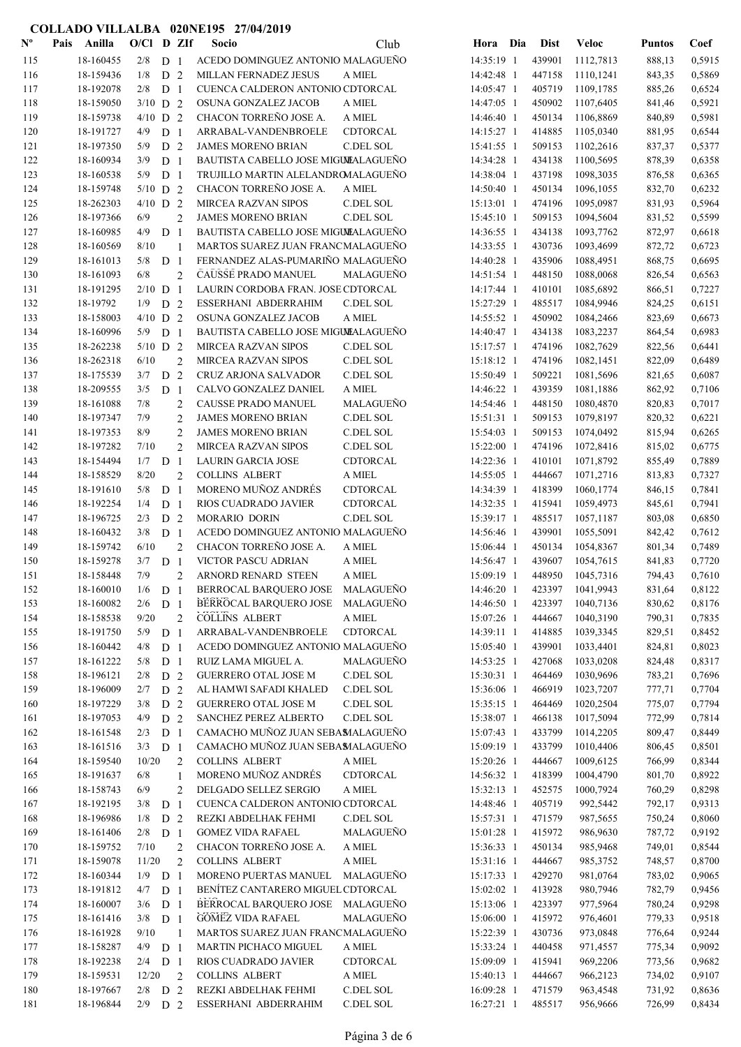**COLLADO VILLALBA 020NE195 27/04/2019**

| Nº | Pais | Anilla | O/Cl | D | ZIf | Socio | Club | Hora | Dia | Dist | Veloc | Puntos | Coef |
|---|---|---|---|---|---|---|---|---|---|---|---|---|---|
| 115 | | 18-160455 | 2/8 | D | 1 | ACEDO DOMINGUEZ ANTONIO | MALAGUEÑO | 14:35:19 | 1 | 439901 | 1112,7813 | 888,13 | 0,5915 |
| 116 | | 18-159436 | 1/8 | D | 2 | MILLAN FERNADEZ JESUS | A MIEL | 14:42:48 | 1 | 447158 | 1110,1241 | 843,35 | 0,5869 |
| 117 | | 18-192078 | 2/8 | D | 1 | CUENCA CALDERON ANTONIO | CDTORCAL | 14:05:47 | 1 | 405719 | 1109,1785 | 885,26 | 0,6524 |
| 118 | | 18-159050 | 3/10 | D | 2 | OSUNA GONZALEZ JACOB | A MIEL | 14:47:05 | 1 | 450902 | 1107,6405 | 841,46 | 0,5921 |
| 119 | | 18-159738 | 4/10 | D | 2 | CHACON TORREÑO JOSE A. | A MIEL | 14:46:40 | 1 | 450134 | 1106,8869 | 840,89 | 0,5981 |
| 120 | | 18-191727 | 4/9 | D | 1 | ARRABAL-VANDENBROELE | CDTORCAL | 14:15:27 | 1 | 414885 | 1105,0340 | 881,95 | 0,6544 |
| 121 | | 18-197350 | 5/9 | D | 2 | JAMES MORENO BRIAN | C.DEL SOL | 15:41:55 | 1 | 509153 | 1102,2616 | 837,37 | 0,5377 |
| 122 | | 18-160934 | 3/9 | D | 1 | BAUTISTA CABELLO JOSE MIGUEL | MALAGUEÑO | 14:34:28 | 1 | 434138 | 1100,5695 | 878,39 | 0,6358 |
| 123 | | 18-160538 | 5/9 | D | 1 | TRUJILLO MARTIN ALELANDRO | MALAGUEÑO | 14:38:04 | 1 | 437198 | 1098,3035 | 876,58 | 0,6365 |
| 124 | | 18-159748 | 5/10 | D | 2 | CHACON TORREÑO JOSE A. | A MIEL | 14:50:40 | 1 | 450134 | 1096,1055 | 832,70 | 0,6232 |
| 125 | | 18-262303 | 4/10 | D | 2 | MIRCEA RAZVAN SIPOS | C.DEL SOL | 15:13:01 | 1 | 474196 | 1095,0987 | 831,93 | 0,5964 |
| 126 | | 18-197366 | 6/9 | | 2 | JAMES MORENO BRIAN | C.DEL SOL | 15:45:10 | 1 | 509153 | 1094,5604 | 831,52 | 0,5599 |
| 127 | | 18-160985 | 4/9 | D | 1 | BAUTISTA CABELLO JOSE MIGUEL | MALAGUEÑO | 14:36:55 | 1 | 434138 | 1093,7762 | 872,97 | 0,6618 |
| 128 | | 18-160569 | 8/10 | | 1 | MARTOS SUAREZ JUAN FRANC | MALAGUEÑO | 14:33:55 | 1 | 430736 | 1093,4699 | 872,72 | 0,6723 |
| 129 | | 18-161013 | 5/8 | D | 1 | FERNANDEZ ALAS-PUMARIÑO | MALAGUEÑO | 14:40:28 | 1 | 435906 | 1088,4951 | 868,75 | 0,6695 |
| 130 | | 18-161093 | 6/8 | | 2 | CAUSSE PRADO MANUEL | MALAGUEÑO | 14:51:54 | 1 | 448150 | 1088,0068 | 826,54 | 0,6563 |
| 131 | | 18-191295 | 2/10 | D | 1 | LAURIN CORDOBA FRAN. JOSE | CDTORCAL | 14:17:44 | 1 | 410101 | 1085,6892 | 866,51 | 0,7227 |
| 132 | | 18-19792 | 1/9 | D | 2 | ESSERHANI ABDERRAHIM | C.DEL SOL | 15:27:29 | 1 | 485517 | 1084,9946 | 824,25 | 0,6151 |
| 133 | | 18-158003 | 4/10 | D | 2 | OSUNA GONZALEZ JACOB | A MIEL | 14:55:52 | 1 | 450902 | 1084,2466 | 823,69 | 0,6673 |
| 134 | | 18-160996 | 5/9 | D | 1 | BAUTISTA CABELLO JOSE MIGUEL | MALAGUEÑO | 14:40:47 | 1 | 434138 | 1083,2237 | 864,54 | 0,6983 |
| 135 | | 18-262238 | 5/10 | D | 2 | MIRCEA RAZVAN SIPOS | C.DEL SOL | 15:17:57 | 1 | 474196 | 1082,7629 | 822,56 | 0,6441 |
| 136 | | 18-262318 | 6/10 | | 2 | MIRCEA RAZVAN SIPOS | C.DEL SOL | 15:18:12 | 1 | 474196 | 1082,1451 | 822,09 | 0,6489 |
| 137 | | 18-175539 | 3/7 | D | 2 | CRUZ ARJONA SALVADOR | C.DEL SOL | 15:50:49 | 1 | 509221 | 1081,5696 | 821,65 | 0,6087 |
| 138 | | 18-209555 | 3/5 | D | 1 | CALVO GONZALEZ DANIEL | A MIEL | 14:46:22 | 1 | 439359 | 1081,1886 | 862,92 | 0,7106 |
| 139 | | 18-161088 | 7/8 | | 2 | CAUSSE PRADO MANUEL | MALAGUEÑO | 14:54:46 | 1 | 448150 | 1080,4870 | 820,83 | 0,7017 |
| 140 | | 18-197347 | 7/9 | | 2 | JAMES MORENO BRIAN | C.DEL SOL | 15:51:31 | 1 | 509153 | 1079,8197 | 820,32 | 0,6221 |
| 141 | | 18-197353 | 8/9 | | 2 | JAMES MORENO BRIAN | C.DEL SOL | 15:54:03 | 1 | 509153 | 1074,0492 | 815,94 | 0,6265 |
| 142 | | 18-197282 | 7/10 | | 2 | MIRCEA RAZVAN SIPOS | C.DEL SOL | 15:22:00 | 1 | 474196 | 1072,8416 | 815,02 | 0,6775 |
| 143 | | 18-154494 | 1/7 | D | 1 | LAURIN GARCIA JOSE | CDTORCAL | 14:22:36 | 1 | 410101 | 1071,8792 | 855,49 | 0,7889 |
| 144 | | 18-158529 | 8/20 | | 2 | COLLINS ALBERT | A MIEL | 14:55:05 | 1 | 444667 | 1071,2716 | 813,83 | 0,7327 |
| 145 | | 18-191610 | 5/8 | D | 1 | MORENO MUÑOZ ANDRÉS | CDTORCAL | 14:34:39 | 1 | 418399 | 1060,1774 | 846,15 | 0,7841 |
| 146 | | 18-192254 | 1/4 | D | 1 | RIOS CUADRADO JAVIER | CDTORCAL | 14:32:35 | 1 | 415941 | 1059,4973 | 845,61 | 0,7941 |
| 147 | | 18-196725 | 2/3 | D | 2 | MORARIO DORIN | C.DEL SOL | 15:39:17 | 1 | 485517 | 1057,1187 | 803,08 | 0,6850 |
| 148 | | 18-160432 | 3/8 | D | 1 | ACEDO DOMINGUEZ ANTONIO | MALAGUEÑO | 14:56:46 | 1 | 439901 | 1055,5091 | 842,42 | 0,7612 |
| 149 | | 18-159742 | 6/10 | | 2 | CHACON TORREÑO JOSE A. | A MIEL | 15:06:44 | 1 | 450134 | 1054,8367 | 801,34 | 0,7489 |
| 150 | | 18-159278 | 3/7 | D | 1 | VICTOR PASCU ADRIAN | A MIEL | 14:56:47 | 1 | 439607 | 1054,7615 | 841,83 | 0,7720 |
| 151 | | 18-158448 | 7/9 | | 2 | ARNORD RENARD STEEN | A MIEL | 15:09:19 | 1 | 448950 | 1045,7316 | 794,43 | 0,7610 |
| 152 | | 18-160010 | 1/6 | D | 1 | BERROCAL BARQUERO JOSE | MALAGUEÑO | 14:46:20 | 1 | 423397 | 1041,9943 | 831,64 | 0,8122 |
| 153 | | 18-160082 | 2/6 | D | 1 | BERROCAL BARQUERO JOSE | MALAGUEÑO | 14:46:50 | 1 | 423397 | 1040,7136 | 830,62 | 0,8176 |
| 154 | | 18-158538 | 9/20 | | 2 | COLLINS ALBERT | A MIEL | 15:07:26 | 1 | 444667 | 1040,3190 | 790,31 | 0,7835 |
| 155 | | 18-191750 | 5/9 | D | 1 | ARRABAL-VANDENBROELE | CDTORCAL | 14:39:11 | 1 | 414885 | 1039,3345 | 829,51 | 0,8452 |
| 156 | | 18-160442 | 4/8 | D | 1 | ACEDO DOMINGUEZ ANTONIO | MALAGUEÑO | 15:05:40 | 1 | 439901 | 1033,4401 | 824,81 | 0,8023 |
| 157 | | 18-161222 | 5/8 | D | 1 | RUIZ LAMA MIGUEL A. | MALAGUEÑO | 14:53:25 | 1 | 427068 | 1033,0208 | 824,48 | 0,8317 |
| 158 | | 18-196121 | 2/8 | D | 2 | GUERRERO OTAL JOSE M | C.DEL SOL | 15:30:31 | 1 | 464469 | 1030,9696 | 783,21 | 0,7696 |
| 159 | | 18-196009 | 2/7 | D | 2 | AL HAMWI SAFADI KHALED | C.DEL SOL | 15:36:06 | 1 | 466919 | 1023,7207 | 777,71 | 0,7704 |
| 160 | | 18-197229 | 3/8 | D | 2 | GUERRERO OTAL JOSE M | C.DEL SOL | 15:35:15 | 1 | 464469 | 1020,2504 | 775,07 | 0,7794 |
| 161 | | 18-197053 | 4/9 | D | 2 | SANCHEZ PEREZ ALBERTO | C.DEL SOL | 15:38:07 | 1 | 466138 | 1017,5094 | 772,99 | 0,7814 |
| 162 | | 18-161548 | 2/3 | D | 1 | CAMACHO MUÑOZ JUAN SEBAS | MALAGUEÑO | 15:07:43 | 1 | 433799 | 1014,2205 | 809,47 | 0,8449 |
| 163 | | 18-161516 | 3/3 | D | 1 | CAMACHO MUÑOZ JUAN SEBAS | MALAGUEÑO | 15:09:19 | 1 | 433799 | 1010,4406 | 806,45 | 0,8501 |
| 164 | | 18-159540 | 10/20 | | 2 | COLLINS ALBERT | A MIEL | 15:20:26 | 1 | 444667 | 1009,6125 | 766,99 | 0,8344 |
| 165 | | 18-191637 | 6/8 | | 1 | MORENO MUÑOZ ANDRÉS | CDTORCAL | 14:56:32 | 1 | 418399 | 1004,4790 | 801,70 | 0,8922 |
| 166 | | 18-158743 | 6/9 | | 2 | DELGADO SELLEZ SERGIO | A MIEL | 15:32:13 | 1 | 452575 | 1000,7924 | 760,29 | 0,8298 |
| 167 | | 18-192195 | 3/8 | D | 1 | CUENCA CALDERON ANTONIO | CDTORCAL | 14:48:46 | 1 | 405719 | 992,5442 | 792,17 | 0,9313 |
| 168 | | 18-196986 | 1/8 | D | 2 | REZKI ABDELHAK FEHMI | C.DEL SOL | 15:57:31 | 1 | 471579 | 987,5655 | 750,24 | 0,8060 |
| 169 | | 18-161406 | 2/8 | D | 1 | GOMEZ VIDA RAFAEL | MALAGUEÑO | 15:01:28 | 1 | 415972 | 986,9630 | 787,72 | 0,9192 |
| 170 | | 18-159752 | 7/10 | | 2 | CHACON TORREÑO JOSE A. | A MIEL | 15:36:33 | 1 | 450134 | 985,9468 | 749,01 | 0,8544 |
| 171 | | 18-159078 | 11/20 | | 2 | COLLINS ALBERT | A MIEL | 15:31:16 | 1 | 444667 | 985,3752 | 748,57 | 0,8700 |
| 172 | | 18-160344 | 1/9 | D | 1 | MORENO PUERTAS MANUEL | MALAGUEÑO | 15:17:33 | 1 | 429270 | 981,0764 | 783,02 | 0,9065 |
| 173 | | 18-191812 | 4/7 | D | 1 | BENÍTEZ CANTARERO MIGUEL | CDTORCAL | 15:02:02 | 1 | 413928 | 980,7946 | 782,79 | 0,9456 |
| 174 | | 18-160007 | 3/6 | D | 1 | BERROCAL BARQUERO JOSE | MALAGUEÑO | 15:13:06 | 1 | 423397 | 977,5964 | 780,24 | 0,9298 |
| 175 | | 18-161416 | 3/8 | D | 1 | GOMEZ VIDA RAFAEL | MALAGUEÑO | 15:06:00 | 1 | 415972 | 976,4601 | 779,33 | 0,9518 |
| 176 | | 18-161928 | 9/10 | | 1 | MARTOS SUAREZ JUAN FRANC | MALAGUEÑO | 15:22:39 | 1 | 430736 | 973,0848 | 776,64 | 0,9244 |
| 177 | | 18-158287 | 4/9 | D | 1 | MARTIN PICHACO MIGUEL | A MIEL | 15:33:24 | 1 | 440458 | 971,4557 | 775,34 | 0,9092 |
| 178 | | 18-192238 | 2/4 | D | 1 | RIOS CUADRADO JAVIER | CDTORCAL | 15:09:09 | 1 | 415941 | 969,2206 | 773,56 | 0,9682 |
| 179 | | 18-159531 | 12/20 | | 2 | COLLINS ALBERT | A MIEL | 15:40:13 | 1 | 444667 | 966,2123 | 734,02 | 0,9107 |
| 180 | | 18-197667 | 2/8 | D | 2 | REZKI ABDELHAK FEHMI | C.DEL SOL | 16:09:28 | 1 | 471579 | 963,4548 | 731,92 | 0,8636 |
| 181 | | 18-196844 | 2/9 | D | 2 | ESSERHANI ABDERRAHIM | C.DEL SOL | 16:27:21 | 1 | 485517 | 956,9666 | 726,99 | 0,8434 |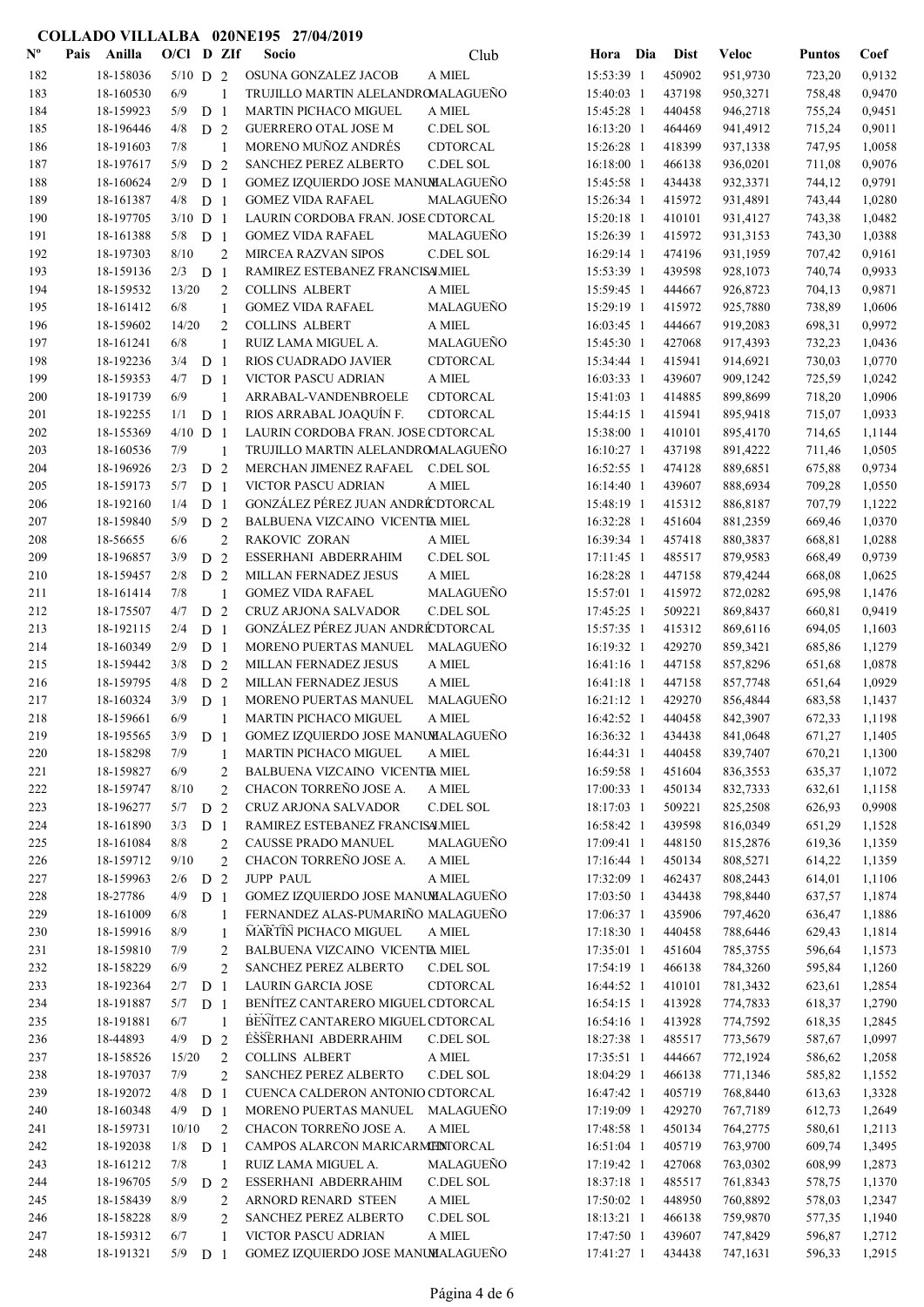**COLLADO VILLALBA 020NE195 27/04/2019**

| Nº | Pais | Anilla | O/Cl | D | ZIf | Socio | Club | Hora | Dia | Dist | Veloc | Puntos | Coef |
|---|---|---|---|---|---|---|---|---|---|---|---|---|---|
| 182 | | 18-158036 | 5/10 | D | 2 | OSUNA GONZALEZ JACOB | A MIEL | 15:53:39 | 1 | 450902 | 951,9730 | 723,20 | 0,9132 |
| 183 | | 18-160530 | 6/9 | | 1 | TRUJILLO MARTIN ALELANDRO | MALAGUEÑO | 15:40:03 | 1 | 437198 | 950,3271 | 758,48 | 0,9470 |
| 184 | | 18-159923 | 5/9 | D | 1 | MARTIN PICHACO MIGUEL | A MIEL | 15:45:28 | 1 | 440458 | 946,2718 | 755,24 | 0,9451 |
| 185 | | 18-196446 | 4/8 | D | 2 | GUERRERO OTAL JOSE M | C.DEL SOL | 16:13:20 | 1 | 464469 | 941,4912 | 715,24 | 0,9011 |
| 186 | | 18-191603 | 7/8 | | 1 | MORENO MUÑOZ ANDRÉS | CDTORCAL | 15:26:28 | 1 | 418399 | 937,1338 | 747,95 | 1,0058 |
| 187 | | 18-197617 | 5/9 | D | 2 | SANCHEZ PEREZ ALBERTO | C.DEL SOL | 16:18:00 | 1 | 466138 | 936,0201 | 711,08 | 0,9076 |
| 188 | | 18-160624 | 2/9 | D | 1 | GOMEZ IZQUIERDO JOSE MANUEL | MALAGUEÑO | 15:45:58 | 1 | 434438 | 932,3371 | 744,12 | 0,9791 |
| 189 | | 18-161387 | 4/8 | D | 1 | GOMEZ VIDA RAFAEL | MALAGUEÑO | 15:26:34 | 1 | 415972 | 931,4891 | 743,44 | 1,0280 |
| 190 | | 18-197705 | 3/10 | D | 1 | LAURIN CORDOBA FRAN. JOSE | CDTORCAL | 15:20:18 | 1 | 410101 | 931,4127 | 743,38 | 1,0482 |
| 191 | | 18-161388 | 5/8 | D | 1 | GOMEZ VIDA RAFAEL | MALAGUEÑO | 15:26:39 | 1 | 415972 | 931,3153 | 743,30 | 1,0388 |
| 192 | | 18-197303 | 8/10 | | 2 | MIRCEA RAZVAN SIPOS | C.DEL SOL | 16:29:14 | 1 | 474196 | 931,1959 | 707,42 | 0,9161 |
| 193 | | 18-159136 | 2/3 | D | 1 | RAMIREZ ESTEBANEZ FRANCISCO | A MIEL | 15:53:39 | 1 | 439598 | 928,1073 | 740,74 | 0,9933 |
| 194 | | 18-159532 | 13/20 | | 2 | COLLINS ALBERT | A MIEL | 15:59:45 | 1 | 444667 | 926,8723 | 704,13 | 0,9871 |
| 195 | | 18-161412 | 6/8 | | 1 | GOMEZ VIDA RAFAEL | MALAGUEÑO | 15:29:19 | 1 | 415972 | 925,7880 | 738,89 | 1,0606 |
| 196 | | 18-159602 | 14/20 | | 2 | COLLINS ALBERT | A MIEL | 16:03:45 | 1 | 444667 | 919,2083 | 698,31 | 0,9972 |
| 197 | | 18-161241 | 6/8 | | 1 | RUIZ LAMA MIGUEL A. | MALAGUEÑO | 15:45:30 | 1 | 427068 | 917,4393 | 732,23 | 1,0436 |
| 198 | | 18-192236 | 3/4 | D | 1 | RIOS CUADRADO JAVIER | CDTORCAL | 15:34:44 | 1 | 415941 | 914,6921 | 730,03 | 1,0770 |
| 199 | | 18-159353 | 4/7 | D | 1 | VICTOR PASCU ADRIAN | A MIEL | 16:03:33 | 1 | 439607 | 909,1242 | 725,59 | 1,0242 |
| 200 | | 18-191739 | 6/9 | | 1 | ARRABAL-VANDENBROELE | CDTORCAL | 15:41:03 | 1 | 414885 | 899,8699 | 718,20 | 1,0906 |
| 201 | | 18-192255 | 1/1 | D | 1 | RIOS ARRABAL JOAQUÍN F. | CDTORCAL | 15:44:15 | 1 | 415941 | 895,9418 | 715,07 | 1,0933 |
| 202 | | 18-155369 | 4/10 | D | 1 | LAURIN CORDOBA FRAN. JOSE | CDTORCAL | 15:38:00 | 1 | 410101 | 895,4170 | 714,65 | 1,1144 |
| 203 | | 18-160536 | 7/9 | | 1 | TRUJILLO MARTIN ALELANDRO | MALAGUEÑO | 16:10:27 | 1 | 437198 | 891,4222 | 711,46 | 1,0505 |
| 204 | | 18-196926 | 2/3 | D | 2 | MERCHAN JIMENEZ RAFAEL | C.DEL SOL | 16:52:55 | 1 | 474128 | 889,6851 | 675,88 | 0,9734 |
| 205 | | 18-159173 | 5/7 | D | 1 | VICTOR PASCU ADRIAN | A MIEL | 16:14:40 | 1 | 439607 | 888,6934 | 709,28 | 1,0550 |
| 206 | | 18-192160 | 1/4 | D | 1 | GONZÁLEZ PÉREZ JUAN ANDRÉS | CDTORCAL | 15:48:19 | 1 | 415312 | 886,8187 | 707,79 | 1,1222 |
| 207 | | 18-159840 | 5/9 | D | 2 | BALBUENA VIZCAINO VICENTE | A MIEL | 16:32:28 | 1 | 451604 | 881,2359 | 669,46 | 1,0370 |
| 208 | | 18-56655 | 6/6 | | 2 | RAKOVIC ZORAN | A MIEL | 16:39:34 | 1 | 457418 | 880,3837 | 668,81 | 1,0288 |
| 209 | | 18-196857 | 3/9 | D | 2 | ESSERHANI ABDERRAHIM | C.DEL SOL | 17:11:45 | 1 | 485517 | 879,9583 | 668,49 | 0,9739 |
| 210 | | 18-159457 | 2/8 | D | 2 | MILLAN FERNADEZ JESUS | A MIEL | 16:28:28 | 1 | 447158 | 879,4244 | 668,08 | 1,0625 |
| 211 | | 18-161414 | 7/8 | | 1 | GOMEZ VIDA RAFAEL | MALAGUEÑO | 15:57:01 | 1 | 415972 | 872,0282 | 695,98 | 1,1476 |
| 212 | | 18-175507 | 4/7 | D | 2 | CRUZ ARJONA SALVADOR | C.DEL SOL | 17:45:25 | 1 | 509221 | 869,8437 | 660,81 | 0,9419 |
| 213 | | 18-192115 | 2/4 | D | 1 | GONZÁLEZ PÉREZ JUAN ANDRÉS | CDTORCAL | 15:57:35 | 1 | 415312 | 869,6116 | 694,05 | 1,1603 |
| 214 | | 18-160349 | 2/9 | D | 1 | MORENO PUERTAS MANUEL | MALAGUEÑO | 16:19:32 | 1 | 429270 | 859,3421 | 685,86 | 1,1279 |
| 215 | | 18-159442 | 3/8 | D | 2 | MILLAN FERNADEZ JESUS | A MIEL | 16:41:16 | 1 | 447158 | 857,8296 | 651,68 | 1,0878 |
| 216 | | 18-159795 | 4/8 | D | 2 | MILLAN FERNADEZ JESUS | A MIEL | 16:41:18 | 1 | 447158 | 857,7748 | 651,64 | 1,0929 |
| 217 | | 18-160324 | 3/9 | D | 1 | MORENO PUERTAS MANUEL | MALAGUEÑO | 16:21:12 | 1 | 429270 | 856,4844 | 683,58 | 1,1437 |
| 218 | | 18-159661 | 6/9 | | 1 | MARTIN PICHACO MIGUEL | A MIEL | 16:42:52 | 1 | 440458 | 842,3907 | 672,33 | 1,1198 |
| 219 | | 18-195565 | 3/9 | D | 1 | GOMEZ IZQUIERDO JOSE MANUEL | MALAGUEÑO | 16:36:32 | 1 | 434438 | 841,0648 | 671,27 | 1,1405 |
| 220 | | 18-158298 | 7/9 | | 1 | MARTIN PICHACO MIGUEL | A MIEL | 16:44:31 | 1 | 440458 | 839,7407 | 670,21 | 1,1300 |
| 221 | | 18-159827 | 6/9 | | 2 | BALBUENA VIZCAINO VICENTE | A MIEL | 16:59:58 | 1 | 451604 | 836,3553 | 635,37 | 1,1072 |
| 222 | | 18-159747 | 8/10 | | 2 | CHACON TORREÑO JOSE A. | A MIEL | 17:00:33 | 1 | 450134 | 832,7333 | 632,61 | 1,1158 |
| 223 | | 18-196277 | 5/7 | D | 2 | CRUZ ARJONA SALVADOR | C.DEL SOL | 18:17:03 | 1 | 509221 | 825,2508 | 626,93 | 0,9908 |
| 224 | | 18-161890 | 3/3 | D | 1 | RAMIREZ ESTEBANEZ FRANCISCO | A MIEL | 16:58:42 | 1 | 439598 | 816,0349 | 651,29 | 1,1528 |
| 225 | | 18-161084 | 8/8 | | 2 | CAUSSE PRADO MANUEL | MALAGUEÑO | 17:09:41 | 1 | 448150 | 815,2876 | 619,36 | 1,1359 |
| 226 | | 18-159712 | 9/10 | | 2 | CHACON TORREÑO JOSE A. | A MIEL | 17:16:44 | 1 | 450134 | 808,5271 | 614,22 | 1,1359 |
| 227 | | 18-159963 | 2/6 | D | 2 | JUPP PAUL | A MIEL | 17:32:09 | 1 | 462437 | 808,2443 | 614,01 | 1,1106 |
| 228 | | 18-27786 | 4/9 | D | 1 | GOMEZ IZQUIERDO JOSE MANUEL | MALAGUEÑO | 17:03:50 | 1 | 434438 | 798,8440 | 637,57 | 1,1874 |
| 229 | | 18-161009 | 6/8 | | 1 | FERNANDEZ ALAS-PUMARIÑO | MALAGUEÑO | 17:06:37 | 1 | 435906 | 797,4620 | 636,47 | 1,1886 |
| 230 | | 18-159916 | 8/9 | | 1 | MARTIN PICHACO MIGUEL | A MIEL | 17:18:30 | 1 | 440458 | 788,6446 | 629,43 | 1,1814 |
| 231 | | 18-159810 | 7/9 | | 2 | BALBUENA VIZCAINO VICENTE | A MIEL | 17:35:01 | 1 | 451604 | 785,3755 | 596,64 | 1,1573 |
| 232 | | 18-158229 | 6/9 | | 2 | SANCHEZ PEREZ ALBERTO | C.DEL SOL | 17:54:19 | 1 | 466138 | 784,3260 | 595,84 | 1,1260 |
| 233 | | 18-192364 | 2/7 | D | 1 | LAURIN GARCIA JOSE | CDTORCAL | 16:44:52 | 1 | 410101 | 781,3432 | 623,61 | 1,2854 |
| 234 | | 18-191887 | 5/7 | D | 1 | BENÍTEZ CANTARERO MIGUEL | CDTORCAL | 16:54:15 | 1 | 413928 | 774,7833 | 618,37 | 1,2790 |
| 235 | | 18-191881 | 6/7 | | 1 | BENÍTEZ CANTARERO MIGUEL | CDTORCAL | 16:54:16 | 1 | 413928 | 774,7592 | 618,35 | 1,2845 |
| 236 | | 18-44893 | 4/9 | D | 2 | ESSERHANI ABDERRAHIM | C.DEL SOL | 18:27:38 | 1 | 485517 | 773,5679 | 587,67 | 1,0997 |
| 237 | | 18-158526 | 15/20 | | 2 | COLLINS ALBERT | A MIEL | 17:35:51 | 1 | 444667 | 772,1924 | 586,62 | 1,2058 |
| 238 | | 18-197037 | 7/9 | | 2 | SANCHEZ PEREZ ALBERTO | C.DEL SOL | 18:04:29 | 1 | 466138 | 771,1346 | 585,82 | 1,1552 |
| 239 | | 18-192072 | 4/8 | D | 1 | CUENCA CALDERON ANTONIO | CDTORCAL | 16:47:42 | 1 | 405719 | 768,8440 | 613,63 | 1,3328 |
| 240 | | 18-160348 | 4/9 | D | 1 | MORENO PUERTAS MANUEL | MALAGUEÑO | 17:19:09 | 1 | 429270 | 767,7189 | 612,73 | 1,2649 |
| 241 | | 18-159731 | 10/10 | | 2 | CHACON TORREÑO JOSE A. | A MIEL | 17:48:58 | 1 | 450134 | 764,2775 | 580,61 | 1,2113 |
| 242 | | 18-192038 | 1/8 | D | 1 | CAMPOS ALARCON MARICARMEN | CDTORCAL | 16:51:04 | 1 | 405719 | 763,9700 | 609,74 | 1,3495 |
| 243 | | 18-161212 | 7/8 | | 1 | RUIZ LAMA MIGUEL A. | MALAGUEÑO | 17:19:42 | 1 | 427068 | 763,0302 | 608,99 | 1,2873 |
| 244 | | 18-196705 | 5/9 | D | 2 | ESSERHANI ABDERRAHIM | C.DEL SOL | 18:37:18 | 1 | 485517 | 761,8343 | 578,75 | 1,1370 |
| 245 | | 18-158439 | 8/9 | | 2 | ARNORD RENARD STEEN | A MIEL | 17:50:02 | 1 | 448950 | 760,8892 | 578,03 | 1,2347 |
| 246 | | 18-158228 | 8/9 | | 2 | SANCHEZ PEREZ ALBERTO | C.DEL SOL | 18:13:21 | 1 | 466138 | 759,9870 | 577,35 | 1,1940 |
| 247 | | 18-159312 | 6/7 | | 1 | VICTOR PASCU ADRIAN | A MIEL | 17:47:50 | 1 | 439607 | 747,8429 | 596,87 | 1,2712 |
| 248 | | 18-191321 | 5/9 | D | 1 | GOMEZ IZQUIERDO JOSE MANUEL | MALAGUEÑO | 17:41:27 | 1 | 434438 | 747,1631 | 596,33 | 1,2915 |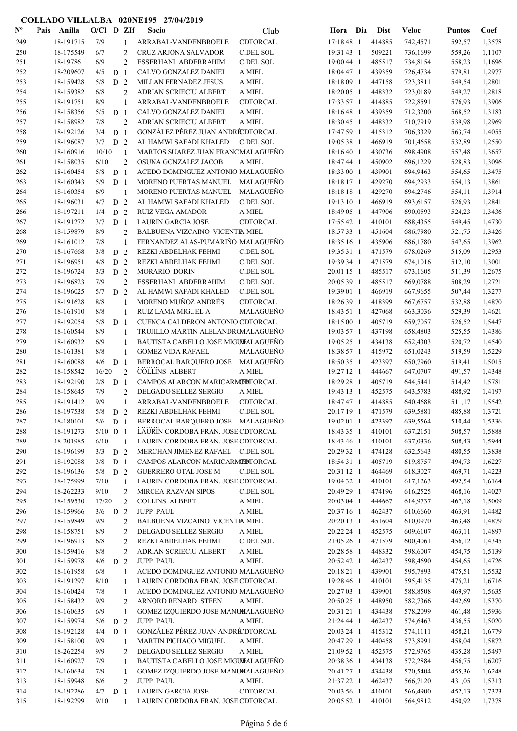**COLLADO VILLALBA 020NE195 27/04/2019**

| Nº | Pais | Anilla | O/Cl | D | ZIf | Socio | Club | Hora | Dia | Dist | Veloc | Puntos | Coef |
|---|---|---|---|---|---|---|---|---|---|---|---|---|---|
| 249 | | 18-191715 | 7/9 | | 1 | ARRABAL-VANDENBROELE | CDTORCAL | 17:18:48 | 1 | 414885 | 742,4571 | 592,57 | 1,3578 |
| 250 | | 18-175549 | 6/7 | | 2 | CRUZ ARJONA SALVADOR | C.DEL SOL | 19:31:43 | 1 | 509221 | 736,1699 | 559,26 | 1,1107 |
| 251 | | 18-19786 | 6/9 | | 2 | ESSERHANI ABDERRAHIM | C.DEL SOL | 19:00:44 | 1 | 485517 | 734,8154 | 558,23 | 1,1696 |
| 252 | | 18-209607 | 4/5 | D | 1 | CALVO GONZALEZ DANIEL | A MIEL | 18:04:47 | 1 | 439359 | 726,4734 | 579,81 | 1,2977 |
| 253 | | 18-159428 | 5/8 | D | 2 | MILLAN FERNADEZ JESUS | A MIEL | 18:18:09 | 1 | 447158 | 723,3811 | 549,54 | 1,2801 |
| 254 | | 18-159382 | 6/8 | | 2 | ADRIAN SCRIECIU ALBERT | A MIEL | 18:20:05 | 1 | 448332 | 723,0189 | 549,27 | 1,2818 |
| 255 | | 18-191751 | 8/9 | | 1 | ARRABAL-VANDENBROELE | CDTORCAL | 17:33:57 | 1 | 414885 | 722,8591 | 576,93 | 1,3906 |
| 256 | | 18-158356 | 5/5 | D | 1 | CALVO GONZALEZ DANIEL | A MIEL | 18:16:48 | 1 | 439359 | 712,3200 | 568,52 | 1,3183 |
| 257 | | 18-158982 | 7/8 | | 2 | ADRIAN SCRIECIU ALBERT | A MIEL | 18:30:45 | 1 | 448332 | 710,7919 | 539,98 | 1,2969 |
| 258 | | 18-192126 | 3/4 | D | 1 | GONZÁLEZ PÉREZ JUAN ANDRÉ | CDTORCAL | 17:47:59 | 1 | 415312 | 706,3329 | 563,74 | 1,4055 |
| 259 | | 18-196087 | 3/7 | D | 2 | AL HAMWI SAFADI KHALED | C.DEL SOL | 19:05:38 | 1 | 466919 | 701,4658 | 532,89 | 1,2550 |
| 260 | | 18-160916 | 10/10 | | 1 | MARTOS SUAREZ JUAN FRANC | MALAGUEÑO | 18:16:40 | 1 | 430736 | 698,4908 | 557,48 | 1,3657 |
| 261 | | 18-158035 | 6/10 | | 2 | OSUNA GONZALEZ JACOB | A MIEL | 18:47:44 | 1 | 450902 | 696,1229 | 528,83 | 1,3096 |
| 262 | | 18-160454 | 5/8 | D | 1 | ACEDO DOMINGUEZ ANTONIO | MALAGUEÑO | 18:33:00 | 1 | 439901 | 694,9463 | 554,65 | 1,3475 |
| 263 | | 18-160343 | 5/9 | D | 1 | MORENO PUERTAS MANUEL | MALAGUEÑO | 18:18:17 | 1 | 429270 | 694,2933 | 554,13 | 1,3861 |
| 264 | | 18-160354 | 6/9 | | 1 | MORENO PUERTAS MANUEL | MALAGUEÑO | 18:18:18 | 1 | 429270 | 694,2746 | 554,11 | 1,3914 |
| 265 | | 18-196031 | 4/7 | D | 2 | AL HAMWI SAFADI KHALED | C.DEL SOL | 19:13:10 | 1 | 466919 | 693,6157 | 526,93 | 1,2841 |
| 266 | | 18-197211 | 1/4 | D | 2 | RUIZ VEGA AMADOR | A MIEL | 18:49:05 | 1 | 447906 | 690,0593 | 524,23 | 1,3436 |
| 267 | | 18-191272 | 3/7 | D | 1 | LAURIN GARCIA JOSE | CDTORCAL | 17:55:42 | 1 | 410101 | 688,4355 | 549,45 | 1,4730 |
| 268 | | 18-159879 | 8/9 | | 2 | BALBUENA VIZCAINO VICENTE | A MIEL | 18:57:33 | 1 | 451604 | 686,7980 | 521,75 | 1,3426 |
| 269 | | 18-161012 | 7/8 | | 1 | FERNANDEZ ALAS-PUMARIÑO | MALAGUEÑO | 18:35:16 | 1 | 435906 | 686,1780 | 547,65 | 1,3962 |
| 270 | | 18-167668 | 3/8 | D | 2 | REZKI ABDELHAK FEHMI | C.DEL SOL | 19:35:31 | 1 | 471579 | 678,0269 | 515,09 | 1,2953 |
| 271 | | 18-196951 | 4/8 | D | 2 | REZKI ABDELHAK FEHMI | C.DEL SOL | 19:39:34 | 1 | 471579 | 674,1016 | 512,10 | 1,3001 |
| 272 | | 18-196724 | 3/3 | D | 2 | MORARIO DORIN | C.DEL SOL | 20:01:15 | 1 | 485517 | 673,1605 | 511,39 | 1,2675 |
| 273 | | 18-196823 | 7/9 | | 2 | ESSERHANI ABDERRAHIM | C.DEL SOL | 20:05:39 | 1 | 485517 | 669,0788 | 508,29 | 1,2721 |
| 274 | | 18-196025 | 5/7 | D | 2 | AL HAMWI SAFADI KHALED | C.DEL SOL | 19:39:01 | 1 | 466919 | 667,9655 | 507,44 | 1,3277 |
| 275 | | 18-191628 | 8/8 | | 1 | MORENO MUÑOZ ANDRÉS | CDTORCAL | 18:26:39 | 1 | 418399 | 667,6757 | 532,88 | 1,4870 |
| 276 | | 18-161910 | 8/8 | | 1 | RUIZ LAMA MIGUEL A. | MALAGUEÑO | 18:43:51 | 1 | 427068 | 663,3036 | 529,39 | 1,4621 |
| 277 | | 18-192054 | 5/8 | D | 1 | CUENCA CALDERON ANTONIO | CDTORCAL | 18:15:00 | 1 | 405719 | 659,7057 | 526,52 | 1,5447 |
| 278 | | 18-160544 | 8/9 | | 1 | TRUJILLO MARTIN ALELANDRO | MALAGUEÑO | 19:03:57 | 1 | 437198 | 658,4803 | 525,55 | 1,4386 |
| 279 | | 18-160932 | 6/9 | | 1 | BAUTISTA CABELLO JOSE MIGUE | MALAGUEÑO | 19:05:25 | 1 | 434138 | 652,4303 | 520,72 | 1,4540 |
| 280 | | 18-161381 | 8/8 | | 1 | GOMEZ VIDA RAFAEL | MALAGUEÑO | 18:38:57 | 1 | 415972 | 651,0243 | 519,59 | 1,5229 |
| 281 | | 18-160088 | 4/6 | D | 1 | BERROCAL BARQUERO JOSE | MALAGUEÑO | 18:50:35 | 1 | 423397 | 650,7960 | 519,41 | 1,5015 |
| 282 | | 18-158542 | 16/20 | | 2 | COLLINS ALBERT | A MIEL | 19:27:12 | 1 | 444667 | 647,0707 | 491,57 | 1,4348 |
| 283 | | 18-192190 | 2/8 | D | 1 | CAMPOS ALARCON MARICARMEN | CDTORCAL | 18:29:28 | 1 | 405719 | 644,5441 | 514,42 | 1,5781 |
| 284 | | 18-158645 | 7/9 | | 2 | DELGADO SELLEZ SERGIO | A MIEL | 19:43:13 | 1 | 452575 | 643,5783 | 488,92 | 1,4197 |
| 285 | | 18-191412 | 9/9 | | 1 | ARRABAL-VANDENBROELE | CDTORCAL | 18:47:47 | 1 | 414885 | 640,4688 | 511,17 | 1,5542 |
| 286 | | 18-197538 | 5/8 | D | 2 | REZKI ABDELHAK FEHMI | C.DEL SOL | 20:17:19 | 1 | 471579 | 639,5881 | 485,88 | 1,3721 |
| 287 | | 18-180101 | 5/6 | D | 1 | BERROCAL BARQUERO JOSE | MALAGUEÑO | 19:02:01 | 1 | 423397 | 639,5564 | 510,44 | 1,5336 |
| 288 | | 18-191273 | 5/10 | D | 1 | LAURIN CORDOBA FRAN. JOSE | CDTORCAL | 18:43:35 | 1 | 410101 | 637,2151 | 508,57 | 1,5888 |
| 289 | | 18-201985 | 6/10 | | 1 | LAURIN CORDOBA FRAN. JOSE | CDTORCAL | 18:43:46 | 1 | 410101 | 637,0336 | 508,43 | 1,5944 |
| 290 | | 18-196199 | 3/3 | D | 2 | MERCHAN JIMENEZ RAFAEL | C.DEL SOL | 20:29:32 | 1 | 474128 | 632,5643 | 480,55 | 1,3838 |
| 291 | | 18-192088 | 3/8 | D | 1 | CAMPOS ALARCON MARICARMEN | CDTORCAL | 18:54:31 | 1 | 405719 | 619,8757 | 494,73 | 1,6227 |
| 292 | | 18-196136 | 5/8 | D | 2 | GUERRERO OTAL JOSE M | C.DEL SOL | 20:31:12 | 1 | 464469 | 618,3027 | 469,71 | 1,4223 |
| 293 | | 18-175999 | 7/10 | | 1 | LAURIN CORDOBA FRAN. JOSE | CDTORCAL | 19:04:32 | 1 | 410101 | 617,1263 | 492,54 | 1,6164 |
| 294 | | 18-262233 | 9/10 | | 2 | MIRCEA RAZVAN SIPOS | C.DEL SOL | 20:49:29 | 1 | 474196 | 616,2525 | 468,16 | 1,4027 |
| 295 | | 18-159530 | 17/20 | | 2 | COLLINS ALBERT | A MIEL | 20:03:04 | 1 | 444667 | 614,9737 | 467,18 | 1,5009 |
| 296 | | 18-159966 | 3/6 | D | 2 | JUPP PAUL | A MIEL | 20:37:16 | 1 | 462437 | 610,6660 | 463,91 | 1,4482 |
| 297 | | 18-159849 | 9/9 | | 2 | BALBUENA VIZCAINO VICENTE | A MIEL | 20:20:13 | 1 | 451604 | 610,0970 | 463,48 | 1,4879 |
| 298 | | 18-158751 | 8/9 | | 2 | DELGADO SELLEZ SERGIO | A MIEL | 20:22:24 | 1 | 452575 | 609,6107 | 463,11 | 1,4897 |
| 299 | | 18-196913 | 6/8 | | 2 | REZKI ABDELHAK FEHMI | C.DEL SOL | 21:05:26 | 1 | 471579 | 600,4061 | 456,12 | 1,4345 |
| 300 | | 18-159416 | 8/8 | | 2 | ADRIAN SCRIECIU ALBERT | A MIEL | 20:28:58 | 1 | 448332 | 598,6007 | 454,75 | 1,5139 |
| 301 | | 18-159978 | 4/6 | D | 2 | JUPP PAUL | A MIEL | 20:52:42 | 1 | 462437 | 598,4690 | 454,65 | 1,4726 |
| 302 | | 18-161958 | 6/8 | | 1 | ACEDO DOMINGUEZ ANTONIO | MALAGUEÑO | 20:18:21 | 1 | 439901 | 595,7893 | 475,51 | 1,5532 |
| 303 | | 18-191297 | 8/10 | | 1 | LAURIN CORDOBA FRAN. JOSE | CDTORCAL | 19:28:46 | 1 | 410101 | 595,4135 | 475,21 | 1,6716 |
| 304 | | 18-160424 | 7/8 | | 1 | ACEDO DOMINGUEZ ANTONIO | MALAGUEÑO | 20:27:03 | 1 | 439901 | 588,8508 | 469,97 | 1,5635 |
| 305 | | 18-158432 | 9/9 | | 2 | ARNORD RENARD STEEN | A MIEL | 20:50:25 | 1 | 448950 | 582,7366 | 442,69 | 1,5370 |
| 306 | | 18-160635 | 6/9 | | 1 | GOMEZ IZQUIERDO JOSE MANUE | MALAGUEÑO | 20:31:21 | 1 | 434438 | 578,2099 | 461,48 | 1,5936 |
| 307 | | 18-159974 | 5/6 | D | 2 | JUPP PAUL | A MIEL | 21:24:44 | 1 | 462437 | 574,6463 | 436,55 | 1,5020 |
| 308 | | 18-192128 | 4/4 | D | 1 | GONZÁLEZ PÉREZ JUAN ANDRÉ | CDTORCAL | 20:03:24 | 1 | 415312 | 574,1111 | 458,21 | 1,6779 |
| 309 | | 18-158100 | 9/9 | | 1 | MARTIN PICHACO MIGUEL | A MIEL | 20:47:29 | 1 | 440458 | 573,8991 | 458,04 | 1,5872 |
| 310 | | 18-262254 | 9/9 | | 2 | DELGADO SELLEZ SERGIO | A MIEL | 21:09:52 | 1 | 452575 | 572,9765 | 435,28 | 1,5497 |
| 311 | | 18-160927 | 7/9 | | 1 | BAUTISTA CABELLO JOSE MIGUE | MALAGUEÑO | 20:38:36 | 1 | 434138 | 572,2884 | 456,75 | 1,6207 |
| 312 | | 18-160634 | 7/9 | | 1 | GOMEZ IZQUIERDO JOSE MANUE | MALAGUEÑO | 20:41:27 | 1 | 434438 | 570,5404 | 455,36 | 1,6248 |
| 313 | | 18-159948 | 6/6 | | 2 | JUPP PAUL | A MIEL | 21:37:22 | 1 | 462437 | 566,7120 | 431,05 | 1,5313 |
| 314 | | 18-192286 | 4/7 | D | 1 | LAURIN GARCIA JOSE | CDTORCAL | 20:03:56 | 1 | 410101 | 566,4900 | 452,13 | 1,7323 |
| 315 | | 18-192299 | 9/10 | | 1 | LAURIN CORDOBA FRAN. JOSE | CDTORCAL | 20:05:52 | 1 | 410101 | 564,9812 | 450,92 | 1,7378 |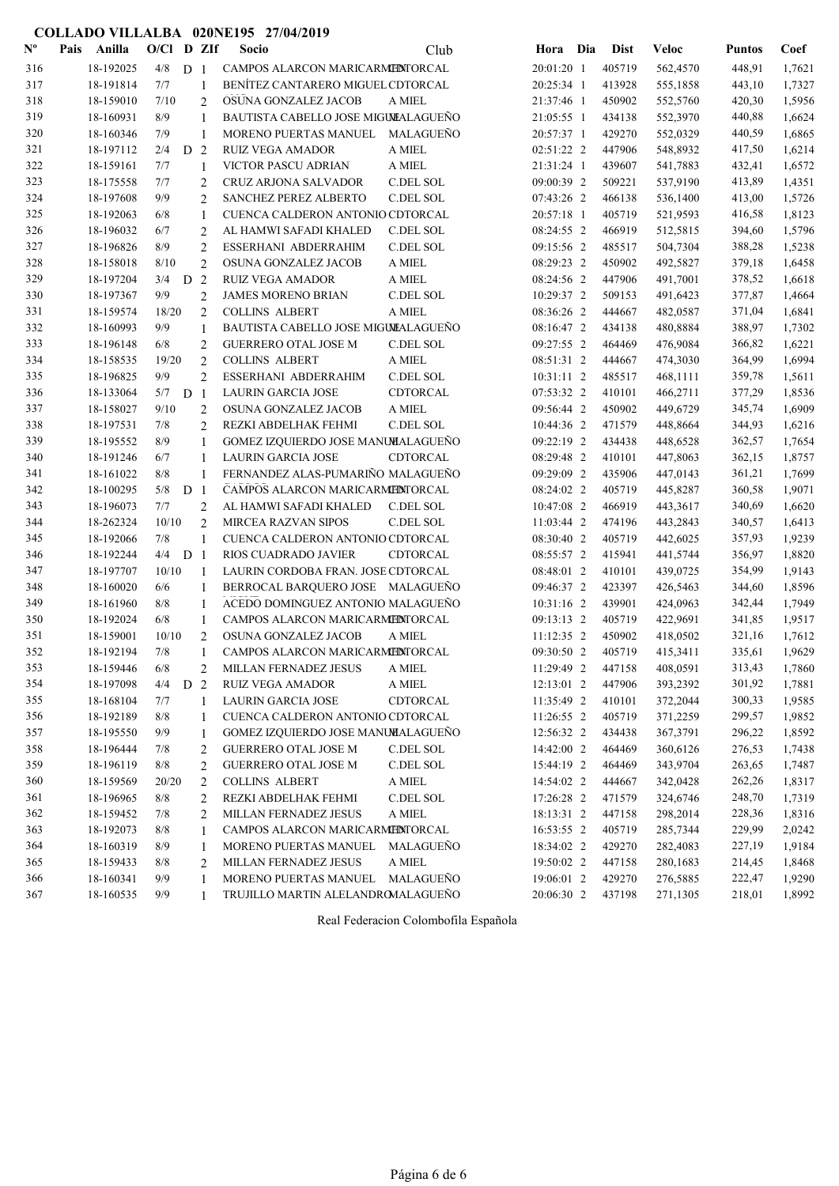**COLLADO VILLALBA 020NE195 27/04/2019**

| Nº | Pais | Anilla | O/Cl | D | ZIf | Socio | Club | Hora | Dia | Dist | Veloc | Puntos | Coef |
|---|---|---|---|---|---|---|---|---|---|---|---|---|---|
| 316 | | 18-192025 | 4/8 | D | 1 | CAMPOS ALARCON MARICARMEN | CDTORCAL | 20:01:20 | 1 | 405719 | 562,4570 | 448,91 | 1,7621 |
| 317 | | 18-191814 | 7/7 | | 1 | BENÍTEZ CANTARERO MIGUEL | CDTORCAL | 20:25:34 | 1 | 413928 | 555,1858 | 443,10 | 1,7327 |
| 318 | | 18-159010 | 7/10 | | 2 | OSUNA GONZALEZ JACOB | A MIEL | 21:37:46 | 1 | 450902 | 552,5760 | 420,30 | 1,5956 |
| 319 | | 18-160931 | 8/9 | | 1 | BAUTISTA CABELLO JOSE MIGUEL | MALAGUEÑO | 21:05:55 | 1 | 434138 | 552,3970 | 440,88 | 1,6624 |
| 320 | | 18-160346 | 7/9 | | 1 | MORENO PUERTAS MANUEL | MALAGUEÑO | 20:57:37 | 1 | 429270 | 552,0329 | 440,59 | 1,6865 |
| 321 | | 18-197112 | 2/4 | D | 2 | RUIZ VEGA AMADOR | A MIEL | 02:51:22 | 2 | 447906 | 548,8932 | 417,50 | 1,6214 |
| 322 | | 18-159161 | 7/7 | | 1 | VICTOR PASCU ADRIAN | A MIEL | 21:31:24 | 1 | 439607 | 541,7883 | 432,41 | 1,6572 |
| 323 | | 18-175558 | 7/7 | | 2 | CRUZ ARJONA SALVADOR | C.DEL SOL | 09:00:39 | 2 | 509221 | 537,9190 | 413,89 | 1,4351 |
| 324 | | 18-197608 | 9/9 | | 2 | SANCHEZ PEREZ ALBERTO | C.DEL SOL | 07:43:26 | 2 | 466138 | 536,1400 | 413,00 | 1,5726 |
| 325 | | 18-192063 | 6/8 | | 1 | CUENCA CALDERON ANTONIO | CDTORCAL | 20:57:18 | 1 | 405719 | 521,9593 | 416,58 | 1,8123 |
| 326 | | 18-196032 | 6/7 | | 2 | AL HAMWI SAFADI KHALED | C.DEL SOL | 08:24:55 | 2 | 466919 | 512,5815 | 394,60 | 1,5796 |
| 327 | | 18-196826 | 8/9 | | 2 | ESSERHANI ABDERRAHIM | C.DEL SOL | 09:15:56 | 2 | 485517 | 504,7304 | 388,28 | 1,5238 |
| 328 | | 18-158018 | 8/10 | | 2 | OSUNA GONZALEZ JACOB | A MIEL | 08:29:23 | 2 | 450902 | 492,5827 | 379,18 | 1,6458 |
| 329 | | 18-197204 | 3/4 | D | 2 | RUIZ VEGA AMADOR | A MIEL | 08:24:56 | 2 | 447906 | 491,7001 | 378,52 | 1,6618 |
| 330 | | 18-197367 | 9/9 | | 2 | JAMES MORENO BRIAN | C.DEL SOL | 10:29:37 | 2 | 509153 | 491,6423 | 377,87 | 1,4664 |
| 331 | | 18-159574 | 18/20 | | 2 | COLLINS ALBERT | A MIEL | 08:36:26 | 2 | 444667 | 482,0587 | 371,04 | 1,6841 |
| 332 | | 18-160993 | 9/9 | | 1 | BAUTISTA CABELLO JOSE MIGUEL | MALAGUEÑO | 08:16:47 | 2 | 434138 | 480,8884 | 388,97 | 1,7302 |
| 333 | | 18-196148 | 6/8 | | 2 | GUERRERO OTAL JOSE M | C.DEL SOL | 09:27:55 | 2 | 464469 | 476,9084 | 366,82 | 1,6221 |
| 334 | | 18-158535 | 19/20 | | 2 | COLLINS ALBERT | A MIEL | 08:51:31 | 2 | 444667 | 474,3030 | 364,99 | 1,6994 |
| 335 | | 18-196825 | 9/9 | | 2 | ESSERHANI ABDERRAHIM | C.DEL SOL | 10:31:11 | 2 | 485517 | 468,1111 | 359,78 | 1,5611 |
| 336 | | 18-133064 | 5/7 | D | 1 | LAURIN GARCIA JOSE | CDTORCAL | 07:53:32 | 2 | 410101 | 466,2711 | 377,29 | 1,8536 |
| 337 | | 18-158027 | 9/10 | | 2 | OSUNA GONZALEZ JACOB | A MIEL | 09:56:44 | 2 | 450902 | 449,6729 | 345,74 | 1,6909 |
| 338 | | 18-197531 | 7/8 | | 2 | REZKI ABDELHAK FEHMI | C.DEL SOL | 10:44:36 | 2 | 471579 | 448,8664 | 344,93 | 1,6216 |
| 339 | | 18-195552 | 8/9 | | 1 | GOMEZ IZQUIERDO JOSE MANUEL | MALAGUEÑO | 09:22:19 | 2 | 434438 | 448,6528 | 362,57 | 1,7654 |
| 340 | | 18-191246 | 6/7 | | 1 | LAURIN GARCIA JOSE | CDTORCAL | 08:29:48 | 2 | 410101 | 447,8063 | 362,15 | 1,8757 |
| 341 | | 18-161022 | 8/8 | | 1 | FERNANDEZ ALAS-PUMARIÑO | MALAGUEÑO | 09:29:09 | 2 | 435906 | 447,0143 | 361,21 | 1,7699 |
| 342 | | 18-100295 | 5/8 | D | 1 | CAMPOS ALARCON MARICARMEN | CDTORCAL | 08:24:02 | 2 | 405719 | 445,8287 | 360,58 | 1,9071 |
| 343 | | 18-196073 | 7/7 | | 2 | AL HAMWI SAFADI KHALED | C.DEL SOL | 10:47:08 | 2 | 466919 | 443,3617 | 340,69 | 1,6620 |
| 344 | | 18-262324 | 10/10 | | 2 | MIRCEA RAZVAN SIPOS | C.DEL SOL | 11:03:44 | 2 | 474196 | 443,2843 | 340,57 | 1,6413 |
| 345 | | 18-192066 | 7/8 | | 1 | CUENCA CALDERON ANTONIO | CDTORCAL | 08:30:40 | 2 | 405719 | 442,6025 | 357,93 | 1,9239 |
| 346 | | 18-192244 | 4/4 | D | 1 | RIOS CUADRADO JAVIER | CDTORCAL | 08:55:57 | 2 | 415941 | 441,5744 | 356,97 | 1,8820 |
| 347 | | 18-197707 | 10/10 | | 1 | LAURIN CORDOBA FRAN. JOSE | CDTORCAL | 08:48:01 | 2 | 410101 | 439,0725 | 354,99 | 1,9143 |
| 348 | | 18-160020 | 6/6 | | 1 | BERROCAL BARQUERO JOSE | MALAGUEÑO | 09:46:37 | 2 | 423397 | 426,5463 | 344,60 | 1,8596 |
| 349 | | 18-161960 | 8/8 | | 1 | ACEDO DOMINGUEZ ANTONIO | MALAGUEÑO | 10:31:16 | 2 | 439901 | 424,0963 | 342,44 | 1,7949 |
| 350 | | 18-192024 | 6/8 | | 1 | CAMPOS ALARCON MARICARMEN | CDTORCAL | 09:13:13 | 2 | 405719 | 422,9691 | 341,85 | 1,9517 |
| 351 | | 18-159001 | 10/10 | | 2 | OSUNA GONZALEZ JACOB | A MIEL | 11:12:35 | 2 | 450902 | 418,0502 | 321,16 | 1,7612 |
| 352 | | 18-192194 | 7/8 | | 1 | CAMPOS ALARCON MARICARMEN | CDTORCAL | 09:30:50 | 2 | 405719 | 415,3411 | 335,61 | 1,9629 |
| 353 | | 18-159446 | 6/8 | | 2 | MILLAN FERNADEZ JESUS | A MIEL | 11:29:49 | 2 | 447158 | 408,0591 | 313,43 | 1,7860 |
| 354 | | 18-197098 | 4/4 | D | 2 | RUIZ VEGA AMADOR | A MIEL | 12:13:01 | 2 | 447906 | 393,2392 | 301,92 | 1,7881 |
| 355 | | 18-168104 | 7/7 | | 1 | LAURIN GARCIA JOSE | CDTORCAL | 11:35:49 | 2 | 410101 | 372,2044 | 300,33 | 1,9585 |
| 356 | | 18-192189 | 8/8 | | 1 | CUENCA CALDERON ANTONIO | CDTORCAL | 11:26:55 | 2 | 405719 | 371,2259 | 299,57 | 1,9852 |
| 357 | | 18-195550 | 9/9 | | 1 | GOMEZ IZQUIERDO JOSE MANUEL | MALAGUEÑO | 12:56:32 | 2 | 434438 | 367,3791 | 296,22 | 1,8592 |
| 358 | | 18-196444 | 7/8 | | 2 | GUERRERO OTAL JOSE M | C.DEL SOL | 14:42:00 | 2 | 464469 | 360,6126 | 276,53 | 1,7438 |
| 359 | | 18-196119 | 8/8 | | 2 | GUERRERO OTAL JOSE M | C.DEL SOL | 15:44:19 | 2 | 464469 | 343,9704 | 263,65 | 1,7487 |
| 360 | | 18-159569 | 20/20 | | 2 | COLLINS ALBERT | A MIEL | 14:54:02 | 2 | 444667 | 342,0428 | 262,26 | 1,8317 |
| 361 | | 18-196965 | 8/8 | | 2 | REZKI ABDELHAK FEHMI | C.DEL SOL | 17:26:28 | 2 | 471579 | 324,6746 | 248,70 | 1,7319 |
| 362 | | 18-159452 | 7/8 | | 2 | MILLAN FERNADEZ JESUS | A MIEL | 18:13:31 | 2 | 447158 | 298,2014 | 228,36 | 1,8316 |
| 363 | | 18-192073 | 8/8 | | 1 | CAMPOS ALARCON MARICARMEN | CDTORCAL | 16:53:55 | 2 | 405719 | 285,7344 | 229,99 | 2,0242 |
| 364 | | 18-160319 | 8/9 | | 1 | MORENO PUERTAS MANUEL | MALAGUEÑO | 18:34:02 | 2 | 429270 | 282,4083 | 227,19 | 1,9184 |
| 365 | | 18-159433 | 8/8 | | 2 | MILLAN FERNADEZ JESUS | A MIEL | 19:50:02 | 2 | 447158 | 280,1683 | 214,45 | 1,8468 |
| 366 | | 18-160341 | 9/9 | | 1 | MORENO PUERTAS MANUEL | MALAGUEÑO | 19:06:01 | 2 | 429270 | 276,5885 | 222,47 | 1,9290 |
| 367 | | 18-160535 | 9/9 | | 1 | TRUJILLO MARTIN ALELANDRO | MALAGUEÑO | 20:06:30 | 2 | 437198 | 271,1305 | 218,01 | 1,8992 |

Real Federacion Colombofila Española